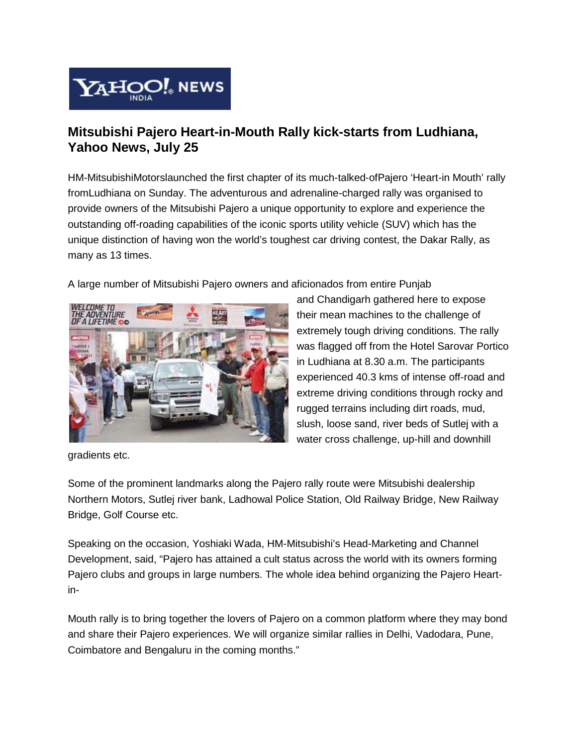YAHOO! NEWS INDIA

## Mitsubishi Pajero Heart-in-Mouth Rally kick-starts from Ludhiana, Yahoo News, July 25

HM-MitsubishiMotorslaunched the first chapter of its much-talked-ofPajero 'Heart-in Mouth' rally fromLudhiana on Sunday. The adventurous and adrenaline-charged rally was organised to provide owners of the Mitsubishi Pajero a unique opportunity to explore and experience the outstanding off-roading capabilities of the iconic sports utility vehicle (SUV) which has the unique distinction of having won the world's toughest car driving contest, the Dakar Rally, as many as 13 times.

A large number of Mitsubishi Pajero owners and aficionados from entire Punjab and Chandigarh gathered here to expose their mean machines to the challenge of extremely tough driving conditions. The rally was flagged off from the Hotel Sarovar Portico in Ludhiana at 8.30 a.m. The participants experienced 40.3 kms of intense off-road and extreme driving conditions through rocky and rugged terrains including dirt roads, mud, slush, loose sand, river beds of Sutlej with a water cross challenge, up-hill and downhill gradients etc.

Some of the prominent landmarks along the Pajero rally route were Mitsubishi dealership Northern Motors, Sutlej river bank, Ladhowal Police Station, Old Railway Bridge, New Railway Bridge, Golf Course etc.

Speaking on the occasion, Yoshiaki Wada, HM-Mitsubishi's Head-Marketing and Channel Development, said, "Pajero has attained a cult status across the world with its owners forming Pajero clubs and groups in large numbers. The whole idea behind organizing the Pajero Heart-in-

Mouth rally is to bring together the lovers of Pajero on a common platform where they may bond and share their Pajero experiences. We will organize similar rallies in Delhi, Vadodara, Pune, Coimbatore and Bengaluru in the coming months."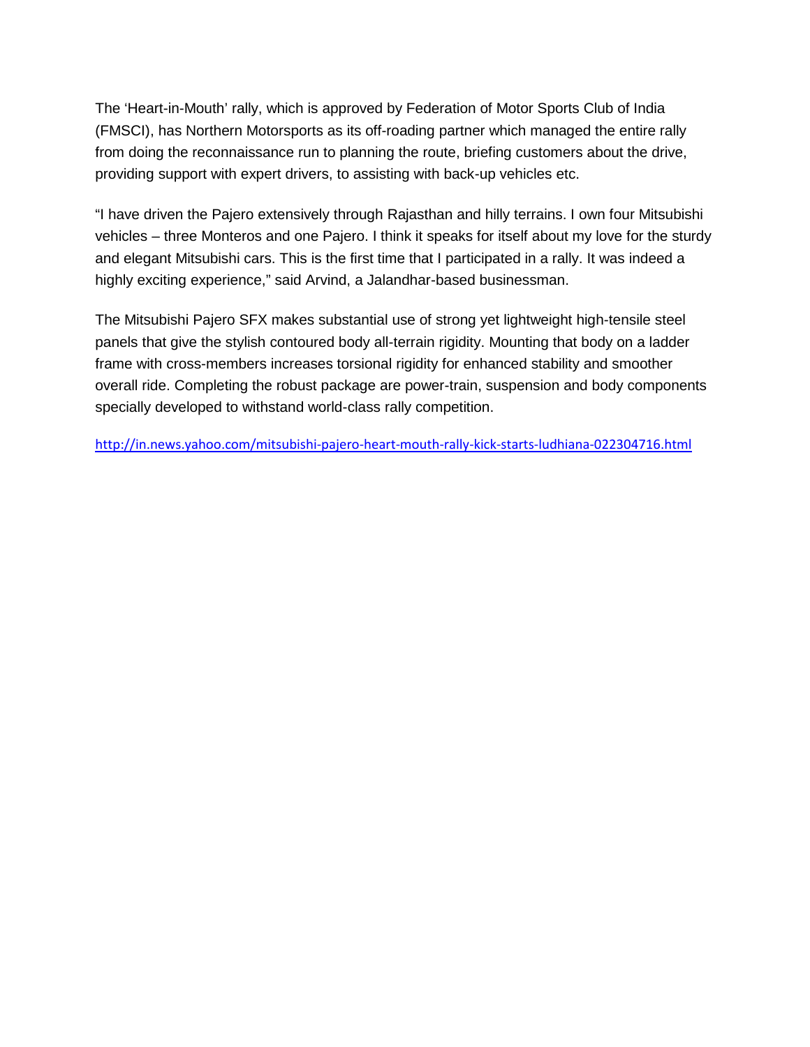The ‘Heart-in-Mouth’ rally, which is approved by Federation of Motor Sports Club of India (FMSCI), has Northern Motorsports as its off-roading partner which managed the entire rally from doing the reconnaissance run to planning the route, briefing customers about the drive, providing support with expert drivers, to assisting with back-up vehicles etc.

“I have driven the Pajero extensively through Rajasthan and hilly terrains. I own four Mitsubishi vehicles – three Monteros and one Pajero. I think it speaks for itself about my love for the sturdy and elegant Mitsubishi cars. This is the first time that I participated in a rally. It was indeed a highly exciting experience,” said Arvind, a Jalandhar-based businessman.

The Mitsubishi Pajero SFX makes substantial use of strong yet lightweight high-tensile steel panels that give the stylish contoured body all-terrain rigidity. Mounting that body on a ladder frame with cross-members increases torsional rigidity for enhanced stability and smoother overall ride. Completing the robust package are power-train, suspension and body components specially developed to withstand world-class rally competition.

http://in.news.yahoo.com/mitsubishi-pajero-heart-mouth-rally-kick-starts-ludhiana-022304716.html